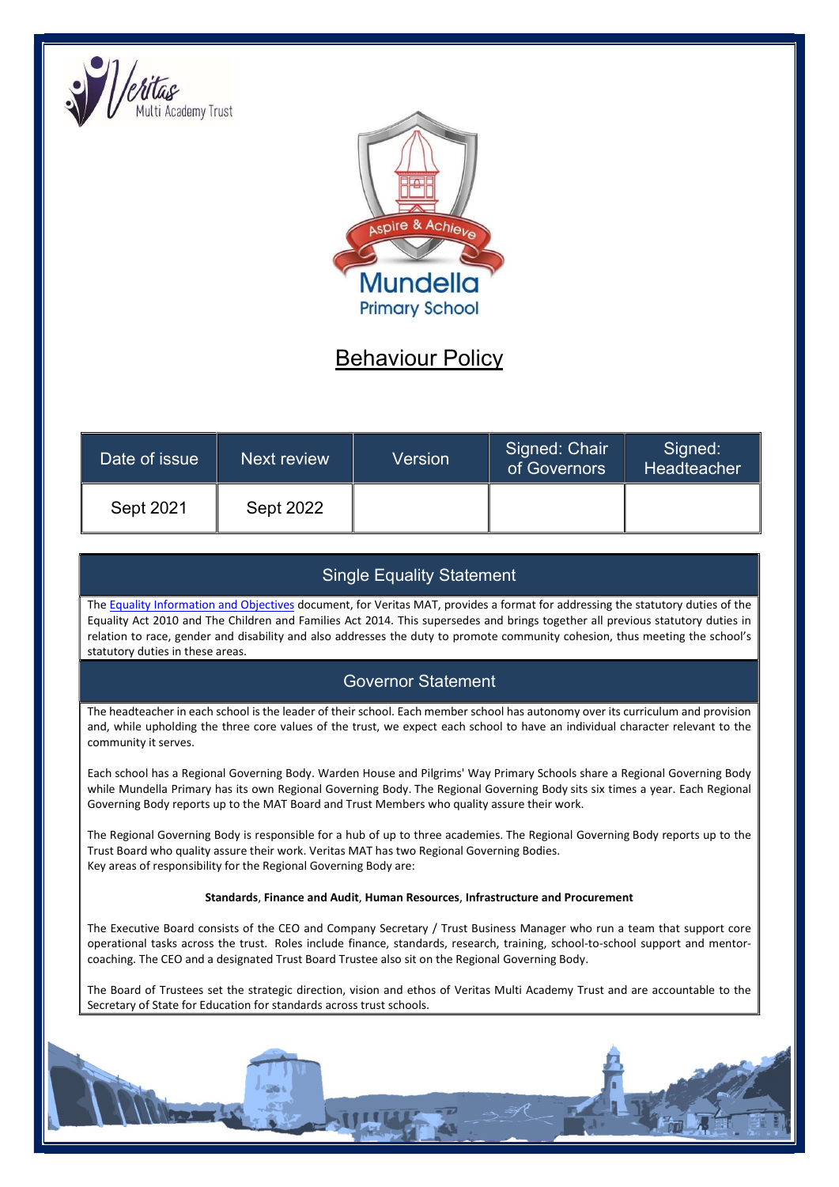Veritas Multi Academy Trust

Aspire & Achieve

Mundella Primary School

# Behaviour Policy

| Date of issue | Next review | Version | Signed: Chair of Governors | Signed: Headteacher |
| --- | --- | --- | --- | --- |
| Sept 2021 | Sept 2022 | | | |

## Single Equality Statement

The Equality Information and Objectives document, for Veritas MAT, provides a format for addressing the statutory duties of the Equality Act 2010 and The Children and Families Act 2014. This supersedes and brings together all previous statutory duties in relation to race, gender and disability and also addresses the duty to promote community cohesion, thus meeting the school's statutory duties in these areas.

## Governor Statement

The headteacher in each school is the leader of their school. Each member school has autonomy over its curriculum and provision and, while upholding the three core values of the trust, we expect each school to have an individual character relevant to the community it serves.

Each school has a Regional Governing Body. Warden House and Pilgrims' Way Primary Schools share a Regional Governing Body while Mundella Primary has its own Regional Governing Body. The Regional Governing Body sits six times a year. Each Regional Governing Body reports up to the MAT Board and Trust Members who quality assure their work.

The Regional Governing Body is responsible for a hub of up to three academies. The Regional Governing Body reports up to the Trust Board who quality assure their work. Veritas MAT has two Regional Governing Bodies.
Key areas of responsibility for the Regional Governing Body are:

**Standards**, **Finance and Audit**, **Human Resources**, **Infrastructure and Procurement**

The Executive Board consists of the CEO and Company Secretary / Trust Business Manager who run a team that support core operational tasks across the trust. Roles include finance, standards, research, training, school-to-school support and mentor-coaching. The CEO and a designated Trust Board Trustee also sit on the Regional Governing Body.

The Board of Trustees set the strategic direction, vision and ethos of Veritas Multi Academy Trust and are accountable to the Secretary of State for Education for standards across trust schools.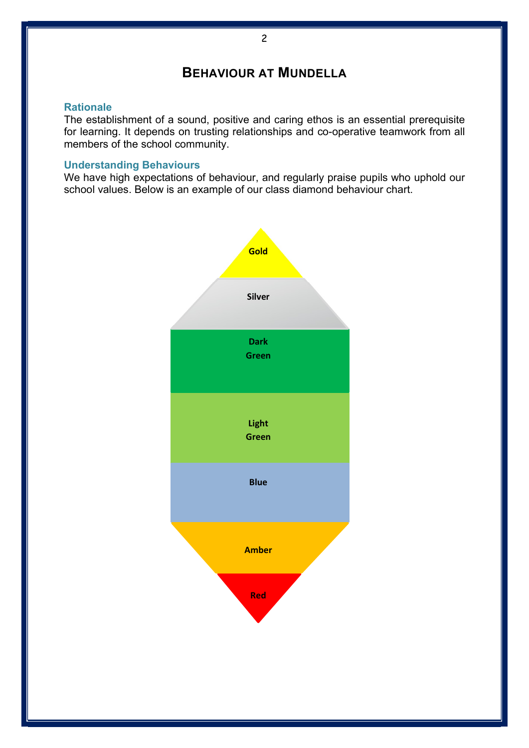# Behaviour at Mundella

## Rationale

The establishment of a sound, positive and caring ethos is an essential prerequisite for learning. It depends on trusting relationships and co-operative teamwork from all members of the school community.

## Understanding Behaviours

We have high expectations of behaviour, and regularly praise pupils who uphold our school values. Below is an example of our class diamond behaviour chart.

Gold

Silver

Dark Green

Light Green

Blue

Amber

Red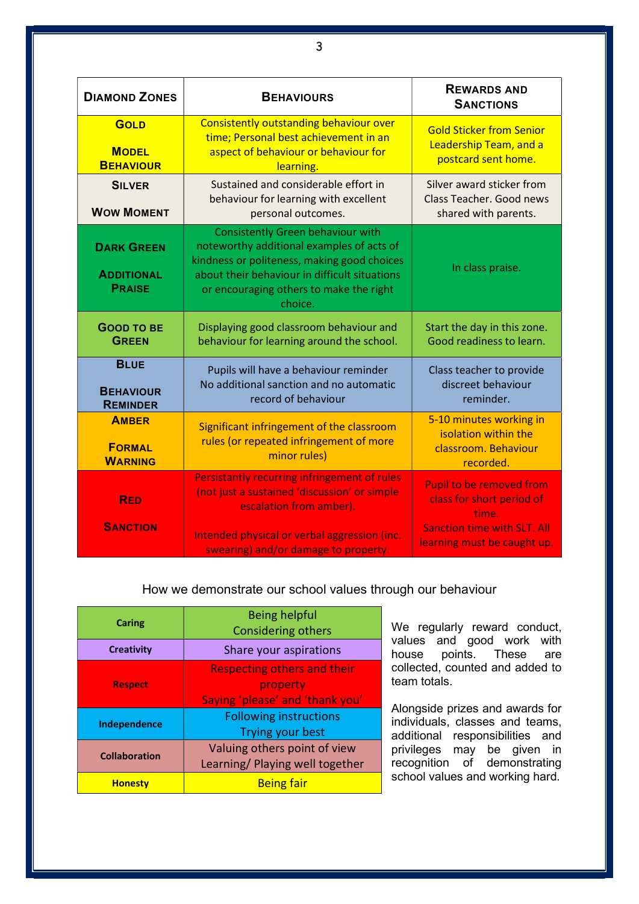| Diamond Zones | Behaviours | Rewards and Sanctions |
|---|---|---|
| **Gold**<br><br>**Model Behaviour** | Consistently outstanding behaviour over time; Personal best achievement in an aspect of behaviour or behaviour for learning. | Gold Sticker from Senior Leadership Team, and a postcard sent home. |
| **Silver**<br><br>**Wow Moment** | Sustained and considerable effort in behaviour for learning with excellent personal outcomes. | Silver award sticker from Class Teacher. Good news shared with parents. |
| **Dark Green**<br><br>**Additional Praise** | Consistently Green behaviour with noteworthy additional examples of acts of kindness or politeness, making good choices about their behaviour in difficult situations or encouraging others to make the right choice. | In class praise. |
| **Good to be Green** | Displaying good classroom behaviour and behaviour for learning around the school. | Start the day in this zone. Good readiness to learn. |
| **Blue**<br><br>**Behaviour Reminder** | Pupils will have a behaviour reminder<br>No additional sanction and no automatic record of behaviour | Class teacher to provide discreet behaviour reminder. |
| **Amber**<br><br>**Formal Warning** | Significant infringement of the classroom rules (or repeated infringement of more minor rules) | 5-10 minutes working in isolation within the classroom. Behaviour recorded. |
| **Red**<br><br>**Sanction** | Persistantly recurring infringement of rules (not just a sustained 'discussion' or simple escalation from amber).<br><br>Intended physical or verbal aggression (inc. swearing) and/or damage to property. | Pupil to be removed from class for short period of time.<br>Sanction time with SLT. All learning must be caught up. |

How we demonstrate our school values through our behaviour

| | |
|---|---|
| **Caring** | Being helpful<br>Considering others |
| **Creativity** | Share your aspirations |
| **Respect** | Respecting others and their property<br>Saying 'please' and 'thank you' |
| **Independence** | Following instructions<br>Trying your best |
| **Collaboration** | Valuing others point of view<br>Learning/ Playing well together |
| **Honesty** | Being fair |

We regularly reward conduct, values and good work with house points. These are collected, counted and added to team totals.

Alongside prizes and awards for individuals, classes and teams, additional responsibilities and privileges may be given in recognition of demonstrating school values and working hard.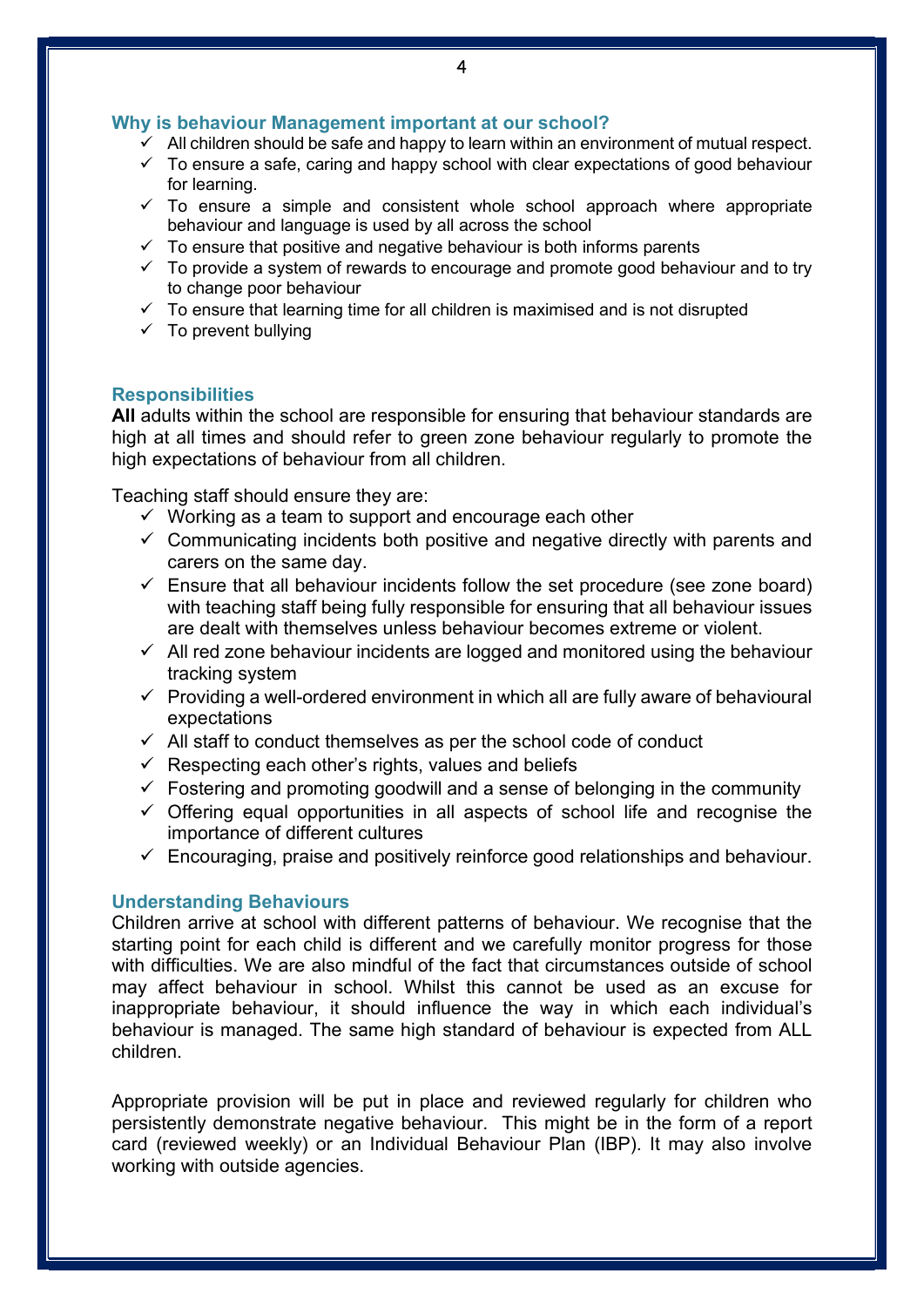## Why is behaviour Management important at our school?

- ✓ All children should be safe and happy to learn within an environment of mutual respect.
- ✓ To ensure a safe, caring and happy school with clear expectations of good behaviour for learning.
- ✓ To ensure a simple and consistent whole school approach where appropriate behaviour and language is used by all across the school
- ✓ To ensure that positive and negative behaviour is both informs parents
- ✓ To provide a system of rewards to encourage and promote good behaviour and to try to change poor behaviour
- ✓ To ensure that learning time for all children is maximised and is not disrupted
- ✓ To prevent bullying

## Responsibilities

**All** adults within the school are responsible for ensuring that behaviour standards are high at all times and should refer to green zone behaviour regularly to promote the high expectations of behaviour from all children.

Teaching staff should ensure they are:

- ✓ Working as a team to support and encourage each other
- ✓ Communicating incidents both positive and negative directly with parents and carers on the same day.
- ✓ Ensure that all behaviour incidents follow the set procedure (see zone board) with teaching staff being fully responsible for ensuring that all behaviour issues are dealt with themselves unless behaviour becomes extreme or violent.
- ✓ All red zone behaviour incidents are logged and monitored using the behaviour tracking system
- ✓ Providing a well-ordered environment in which all are fully aware of behavioural expectations
- ✓ All staff to conduct themselves as per the school code of conduct
- ✓ Respecting each other's rights, values and beliefs
- ✓ Fostering and promoting goodwill and a sense of belonging in the community
- ✓ Offering equal opportunities in all aspects of school life and recognise the importance of different cultures
- ✓ Encouraging, praise and positively reinforce good relationships and behaviour.

## Understanding Behaviours

Children arrive at school with different patterns of behaviour. We recognise that the starting point for each child is different and we carefully monitor progress for those with difficulties. We are also mindful of the fact that circumstances outside of school may affect behaviour in school. Whilst this cannot be used as an excuse for inappropriate behaviour, it should influence the way in which each individual's behaviour is managed. The same high standard of behaviour is expected from ALL children.

Appropriate provision will be put in place and reviewed regularly for children who persistently demonstrate negative behaviour. This might be in the form of a report card (reviewed weekly) or an Individual Behaviour Plan (IBP). It may also involve working with outside agencies.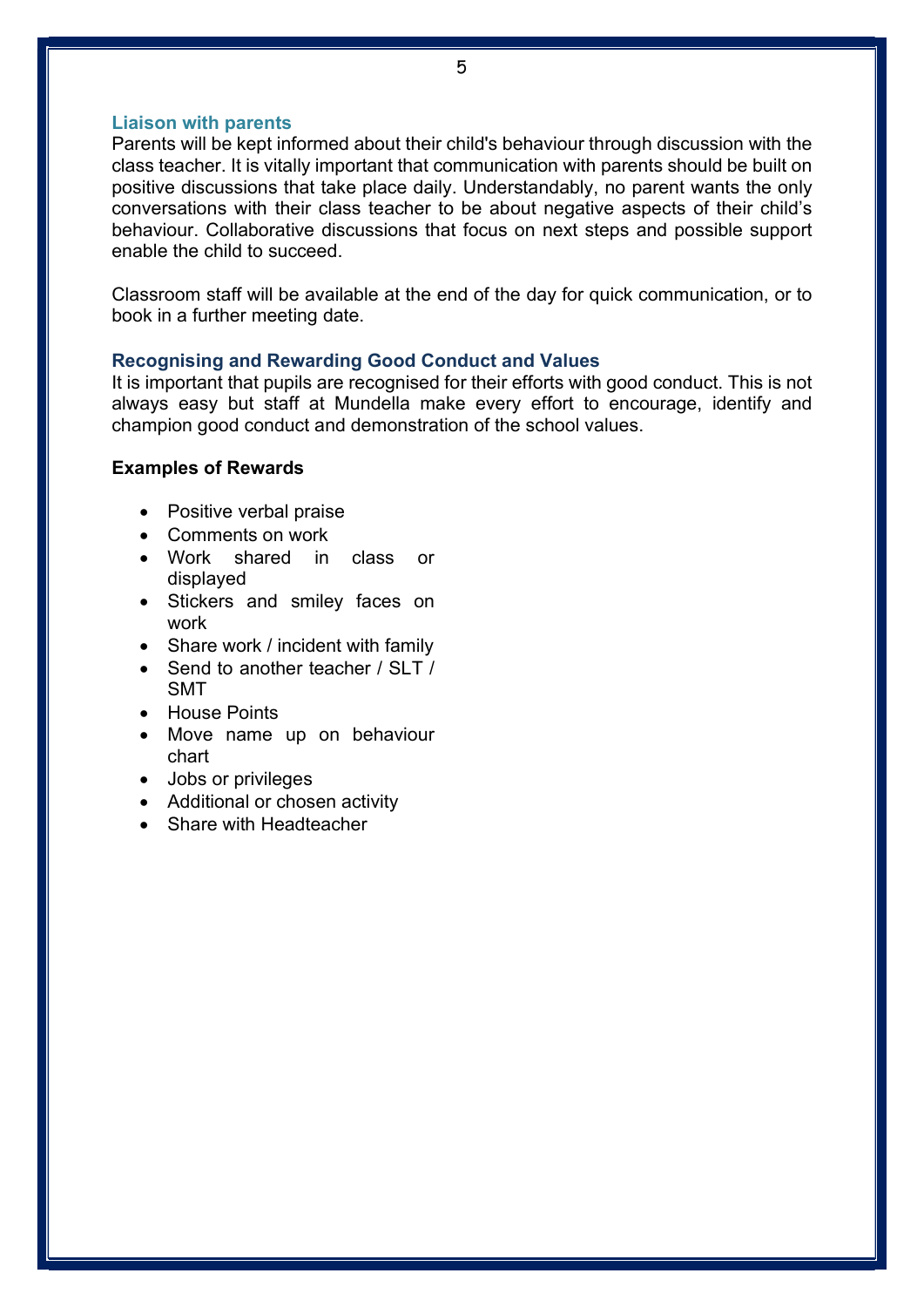### Liaison with parents

Parents will be kept informed about their child's behaviour through discussion with the class teacher. It is vitally important that communication with parents should be built on positive discussions that take place daily. Understandably, no parent wants the only conversations with their class teacher to be about negative aspects of their child's behaviour. Collaborative discussions that focus on next steps and possible support enable the child to succeed.

Classroom staff will be available at the end of the day for quick communication, or to book in a further meeting date.

### Recognising and Rewarding Good Conduct and Values

It is important that pupils are recognised for their efforts with good conduct. This is not always easy but staff at Mundella make every effort to encourage, identify and champion good conduct and demonstration of the school values.

**Examples of Rewards**

- Positive verbal praise
- Comments on work
- Work shared in class or displayed
- Stickers and smiley faces on work
- Share work / incident with family
- Send to another teacher / SLT / SMT
- House Points
- Move name up on behaviour chart
- Jobs or privileges
- Additional or chosen activity
- Share with Headteacher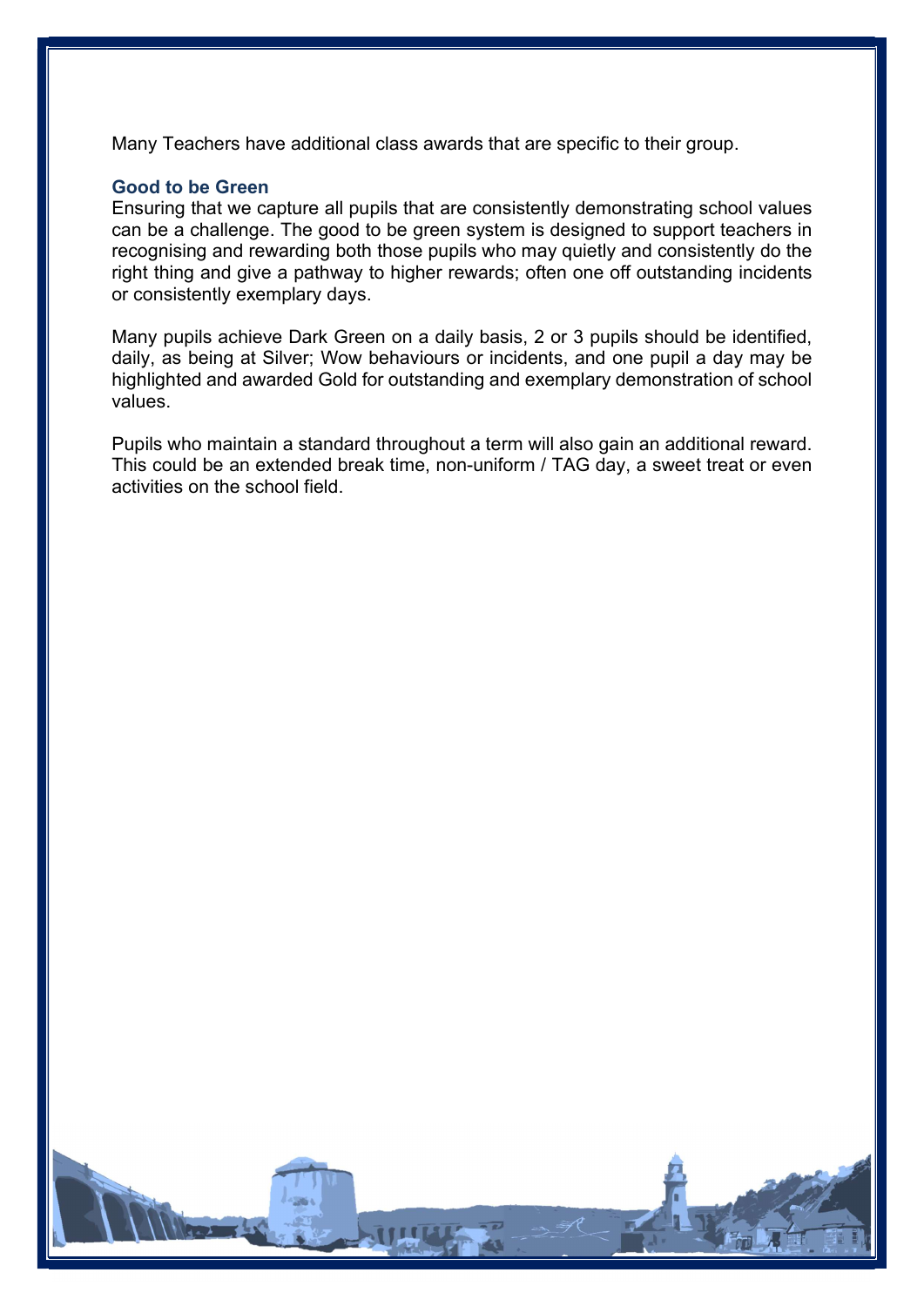Many Teachers have additional class awards that are specific to their group.

### Good to be Green

Ensuring that we capture all pupils that are consistently demonstrating school values can be a challenge. The good to be green system is designed to support teachers in recognising and rewarding both those pupils who may quietly and consistently do the right thing and give a pathway to higher rewards; often one off outstanding incidents or consistently exemplary days.

Many pupils achieve Dark Green on a daily basis, 2 or 3 pupils should be identified, daily, as being at Silver; Wow behaviours or incidents, and one pupil a day may be highlighted and awarded Gold for outstanding and exemplary demonstration of school values.

Pupils who maintain a standard throughout a term will also gain an additional reward. This could be an extended break time, non-uniform / TAG day, a sweet treat or even activities on the school field.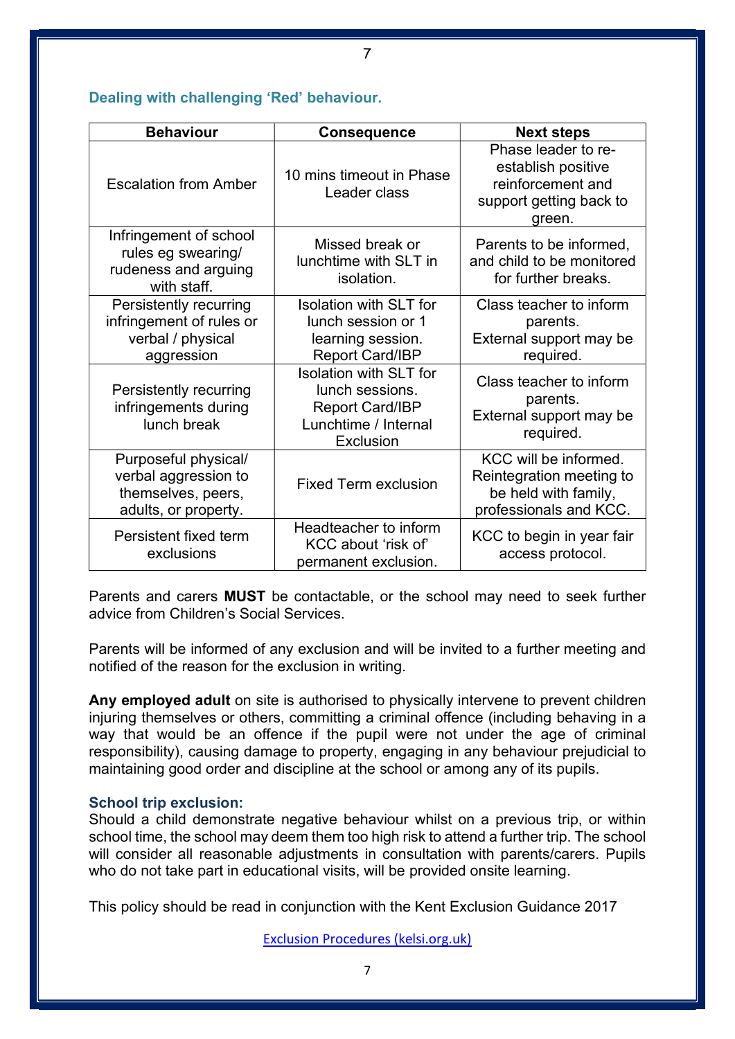### Dealing with challenging 'Red' behaviour.

| Behaviour | Consequence | Next steps |
|---|---|---|
| Escalation from Amber | 10 mins timeout in Phase Leader class | Phase leader to re-establish positive reinforcement and support getting back to green. |
| Infringement of school rules eg swearing/ rudeness and arguing with staff. | Missed break or lunchtime with SLT in isolation. | Parents to be informed, and child to be monitored for further breaks. |
| Persistently recurring infringement of rules or verbal / physical aggression | Isolation with SLT for lunch session or 1 learning session. Report Card/IBP | Class teacher to inform parents. External support may be required. |
| Persistently recurring infringements during lunch break | Isolation with SLT for lunch sessions. Report Card/IBP Lunchtime / Internal Exclusion | Class teacher to inform parents. External support may be required. |
| Purposeful physical/ verbal aggression to themselves, peers, adults, or property. | Fixed Term exclusion | KCC will be informed. Reintegration meeting to be held with family, professionals and KCC. |
| Persistent fixed term exclusions | Headteacher to inform KCC about 'risk of' permanent exclusion. | KCC to begin in year fair access protocol. |

Parents and carers **MUST** be contactable, or the school may need to seek further advice from Children's Social Services.

Parents will be informed of any exclusion and will be invited to a further meeting and notified of the reason for the exclusion in writing.

**Any employed adult** on site is authorised to physically intervene to prevent children injuring themselves or others, committing a criminal offence (including behaving in a way that would be an offence if the pupil were not under the age of criminal responsibility), causing damage to property, engaging in any behaviour prejudicial to maintaining good order and discipline at the school or among any of its pupils.

### School trip exclusion:

Should a child demonstrate negative behaviour whilst on a previous trip, or within school time, the school may deem them too high risk to attend a further trip. The school will consider all reasonable adjustments in consultation with parents/carers. Pupils who do not take part in educational visits, will be provided onsite learning.

This policy should be read in conjunction with the Kent Exclusion Guidance 2017

Exclusion Procedures (kelsi.org.uk)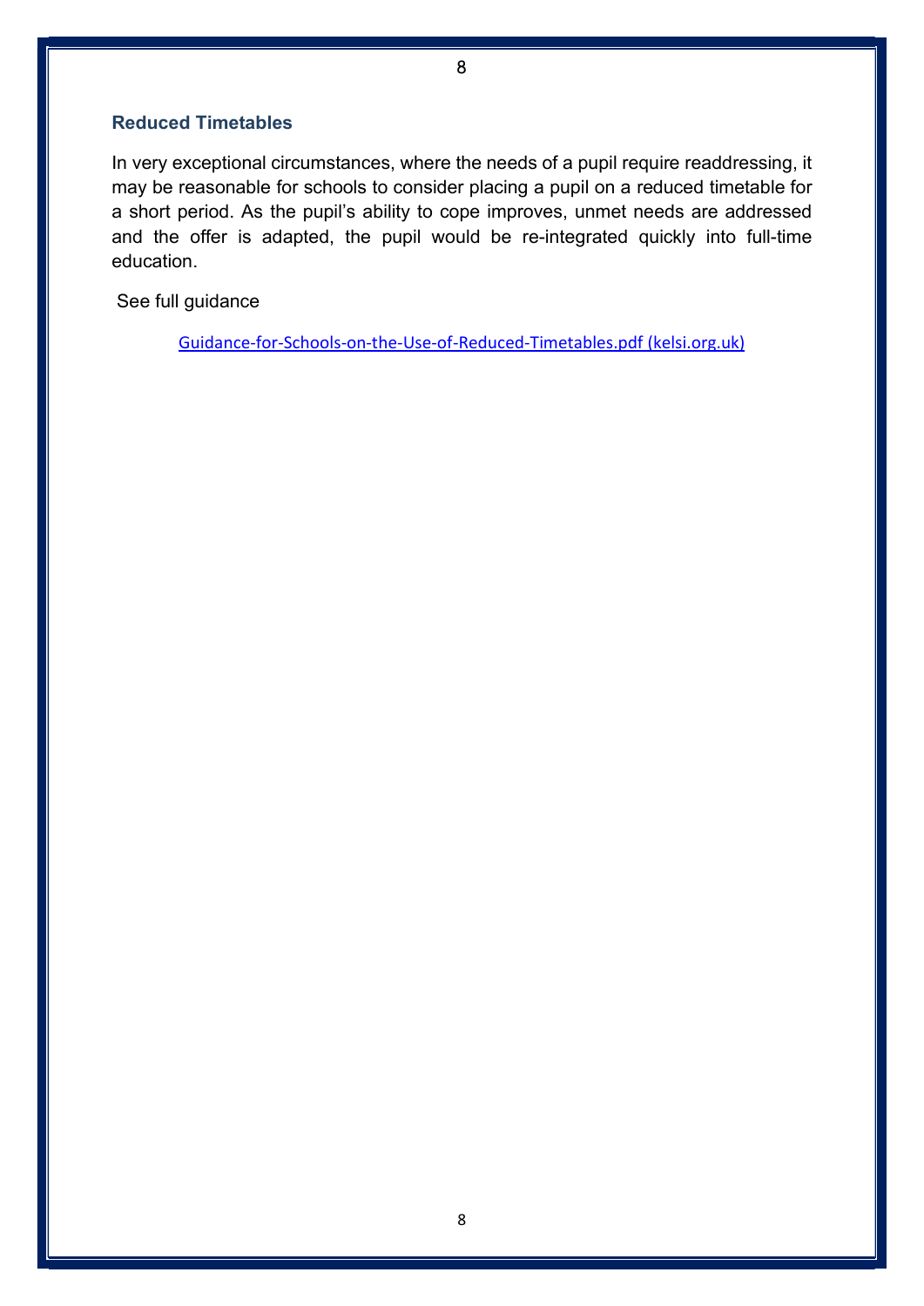### Reduced Timetables

In very exceptional circumstances, where the needs of a pupil require readdressing, it may be reasonable for schools to consider placing a pupil on a reduced timetable for a short period. As the pupil's ability to cope improves, unmet needs are addressed and the offer is adapted, the pupil would be re-integrated quickly into full-time education.

See full guidance

Guidance-for-Schools-on-the-Use-of-Reduced-Timetables.pdf (kelsi.org.uk)